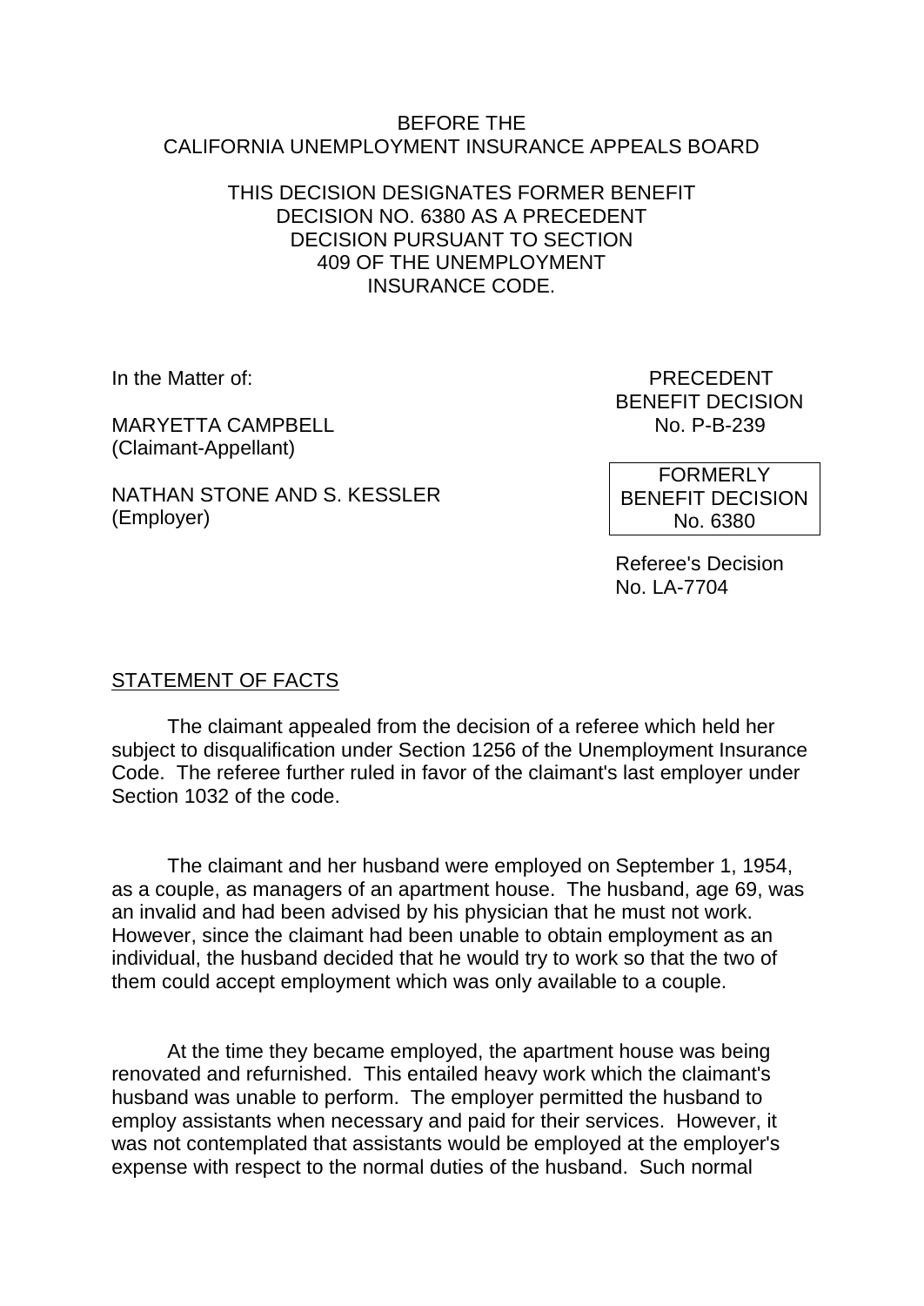BEFORE THE
CALIFORNIA UNEMPLOYMENT INSURANCE APPEALS BOARD

THIS DECISION DESIGNATES FORMER BENEFIT DECISION NO. 6380 AS A PRECEDENT DECISION PURSUANT TO SECTION 409 OF THE UNEMPLOYMENT INSURANCE CODE.

In the Matter of:

MARYETTA CAMPBELL
(Claimant-Appellant)

NATHAN STONE AND S. KESSLER
(Employer)

PRECEDENT
BENEFIT DECISION
No. P-B-239

FORMERLY
BENEFIT DECISION
No. 6380

Referee's Decision
No. LA-7704

## STATEMENT OF FACTS

The claimant appealed from the decision of a referee which held her subject to disqualification under Section 1256 of the Unemployment Insurance Code. The referee further ruled in favor of the claimant's last employer under Section 1032 of the code.

The claimant and her husband were employed on September 1, 1954, as a couple, as managers of an apartment house. The husband, age 69, was an invalid and had been advised by his physician that he must not work. However, since the claimant had been unable to obtain employment as an individual, the husband decided that he would try to work so that the two of them could accept employment which was only available to a couple.

At the time they became employed, the apartment house was being renovated and refurnished. This entailed heavy work which the claimant's husband was unable to perform. The employer permitted the husband to employ assistants when necessary and paid for their services. However, it was not contemplated that assistants would be employed at the employer's expense with respect to the normal duties of the husband. Such normal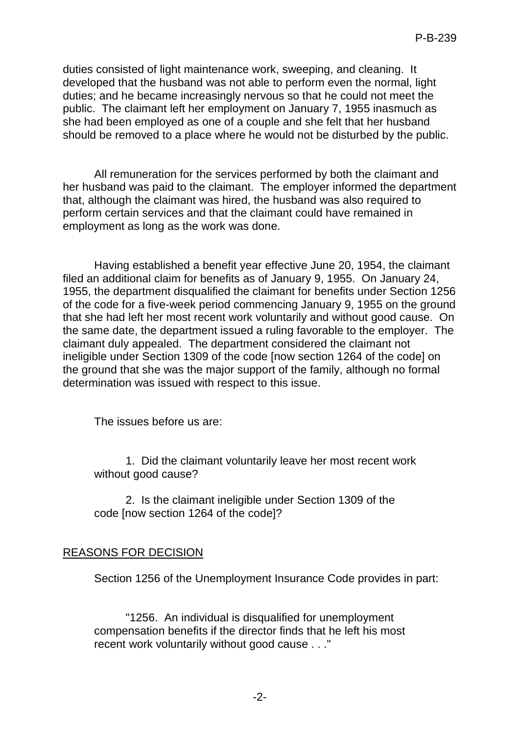duties consisted of light maintenance work, sweeping, and cleaning. It developed that the husband was not able to perform even the normal, light duties; and he became increasingly nervous so that he could not meet the public. The claimant left her employment on January 7, 1955 inasmuch as she had been employed as one of a couple and she felt that her husband should be removed to a place where he would not be disturbed by the public.

All remuneration for the services performed by both the claimant and her husband was paid to the claimant. The employer informed the department that, although the claimant was hired, the husband was also required to perform certain services and that the claimant could have remained in employment as long as the work was done.

Having established a benefit year effective June 20, 1954, the claimant filed an additional claim for benefits as of January 9, 1955. On January 24, 1955, the department disqualified the claimant for benefits under Section 1256 of the code for a five-week period commencing January 9, 1955 on the ground that she had left her most recent work voluntarily and without good cause. On the same date, the department issued a ruling favorable to the employer. The claimant duly appealed. The department considered the claimant not ineligible under Section 1309 of the code [now section 1264 of the code] on the ground that she was the major support of the family, although no formal determination was issued with respect to this issue.

The issues before us are:

1. Did the claimant voluntarily leave her most recent work without good cause?

2. Is the claimant ineligible under Section 1309 of the code [now section 1264 of the code]?

## REASONS FOR DECISION

Section 1256 of the Unemployment Insurance Code provides in part:

"1256. An individual is disqualified for unemployment compensation benefits if the director finds that he left his most recent work voluntarily without good cause . . ."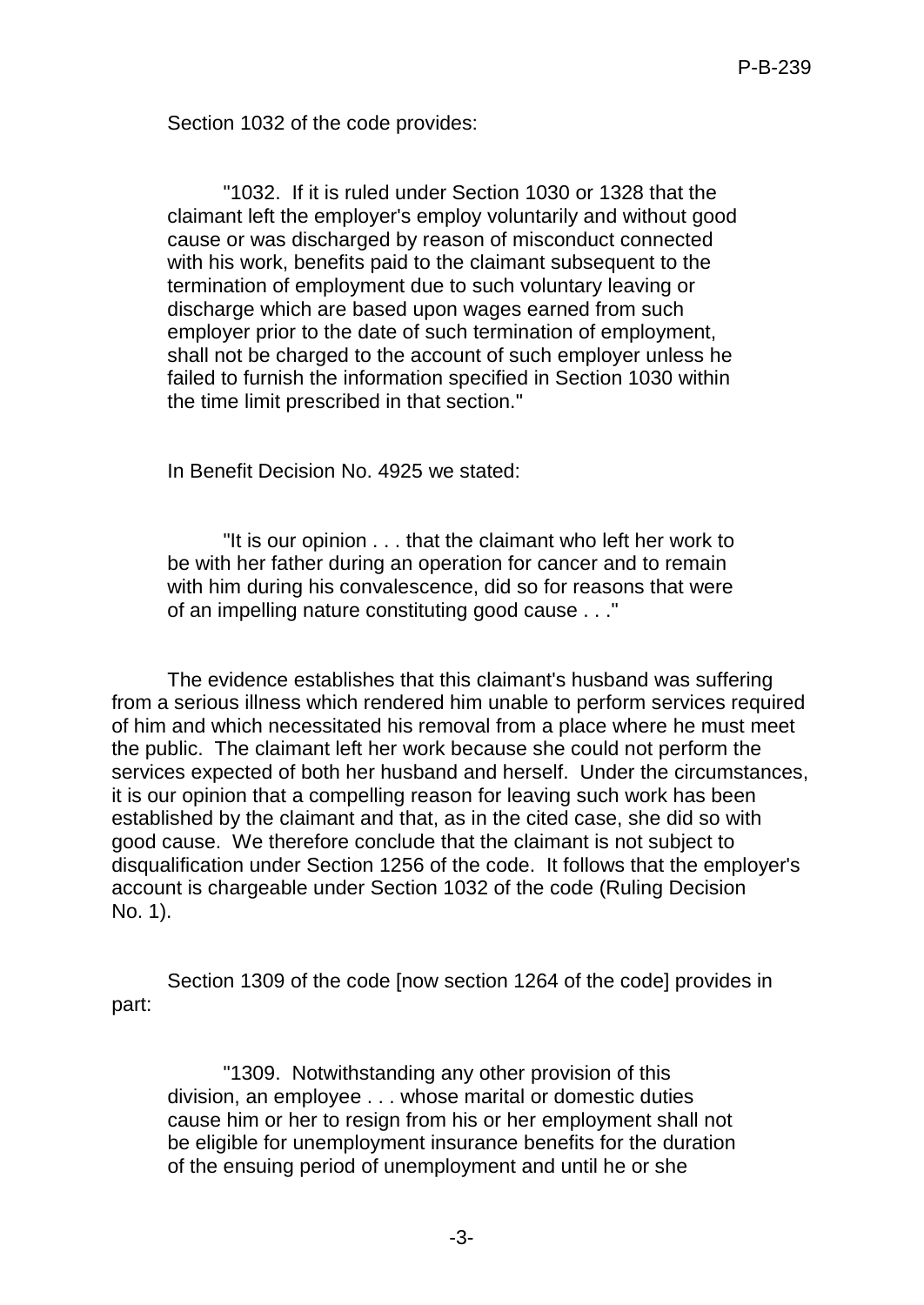Section 1032 of the code provides:

> "1032. If it is ruled under Section 1030 or 1328 that the claimant left the employer's employ voluntarily and without good cause or was discharged by reason of misconduct connected with his work, benefits paid to the claimant subsequent to the termination of employment due to such voluntary leaving or discharge which are based upon wages earned from such employer prior to the date of such termination of employment, shall not be charged to the account of such employer unless he failed to furnish the information specified in Section 1030 within the time limit prescribed in that section."

In Benefit Decision No. 4925 we stated:

> "It is our opinion . . . that the claimant who left her work to be with her father during an operation for cancer and to remain with him during his convalescence, did so for reasons that were of an impelling nature constituting good cause . . ."

The evidence establishes that this claimant's husband was suffering from a serious illness which rendered him unable to perform services required of him and which necessitated his removal from a place where he must meet the public. The claimant left her work because she could not perform the services expected of both her husband and herself. Under the circumstances, it is our opinion that a compelling reason for leaving such work has been established by the claimant and that, as in the cited case, she did so with good cause. We therefore conclude that the claimant is not subject to disqualification under Section 1256 of the code. It follows that the employer's account is chargeable under Section 1032 of the code (Ruling Decision No. 1).

Section 1309 of the code [now section 1264 of the code] provides in part:

> "1309. Notwithstanding any other provision of this division, an employee . . . whose marital or domestic duties cause him or her to resign from his or her employment shall not be eligible for unemployment insurance benefits for the duration of the ensuing period of unemployment and until he or she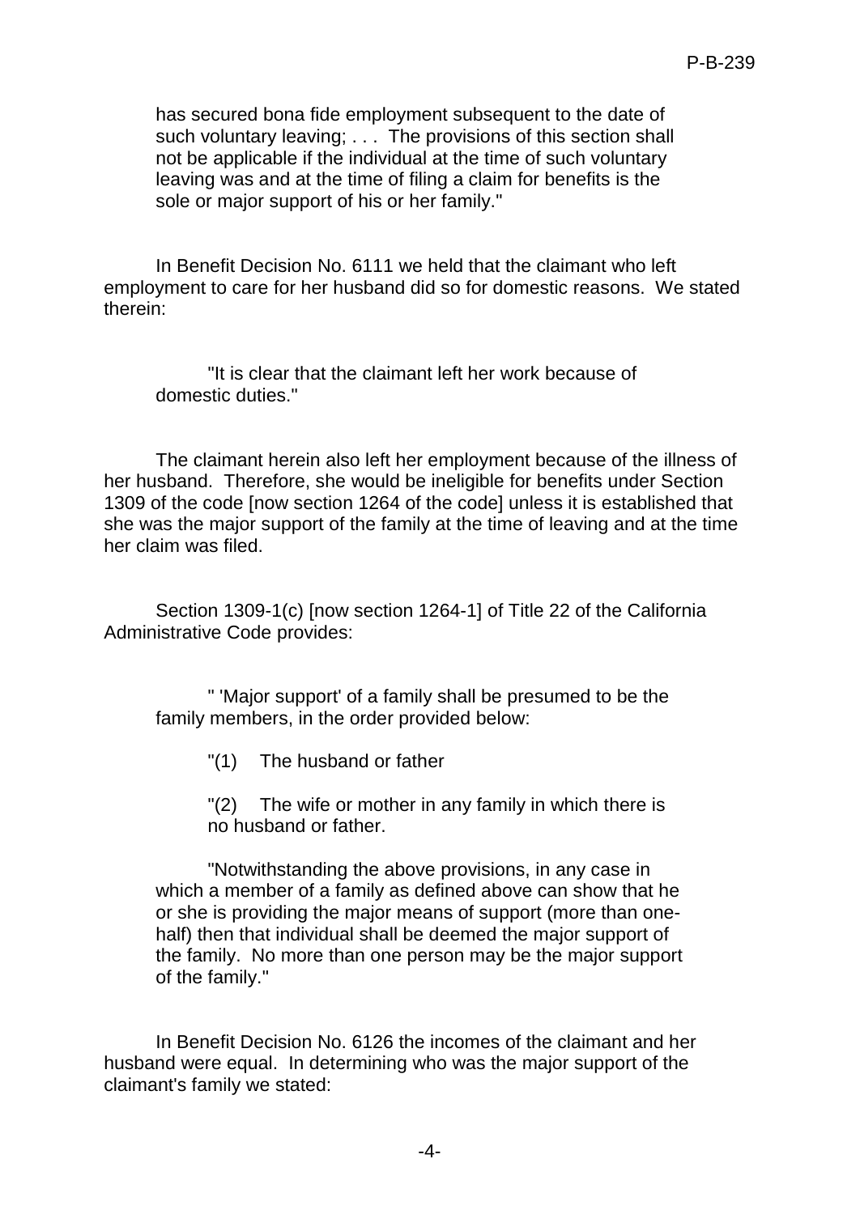> has secured bona fide employment subsequent to the date of such voluntary leaving; . . . The provisions of this section shall not be applicable if the individual at the time of such voluntary leaving was and at the time of filing a claim for benefits is the sole or major support of his or her family."

In Benefit Decision No. 6111 we held that the claimant who left employment to care for her husband did so for domestic reasons. We stated therein:

> "It is clear that the claimant left her work because of domestic duties."

The claimant herein also left her employment because of the illness of her husband. Therefore, she would be ineligible for benefits under Section 1309 of the code [now section 1264 of the code] unless it is established that she was the major support of the family at the time of leaving and at the time her claim was filed.

Section 1309-1(c) [now section 1264-1] of Title 22 of the California Administrative Code provides:

> " 'Major support' of a family shall be presumed to be the family members, in the order provided below:
>
> "(1) The husband or father
>
> "(2) The wife or mother in any family in which there is no husband or father.
>
> "Notwithstanding the above provisions, in any case in which a member of a family as defined above can show that he or she is providing the major means of support (more than one-half) then that individual shall be deemed the major support of the family. No more than one person may be the major support of the family."

In Benefit Decision No. 6126 the incomes of the claimant and her husband were equal. In determining who was the major support of the claimant's family we stated: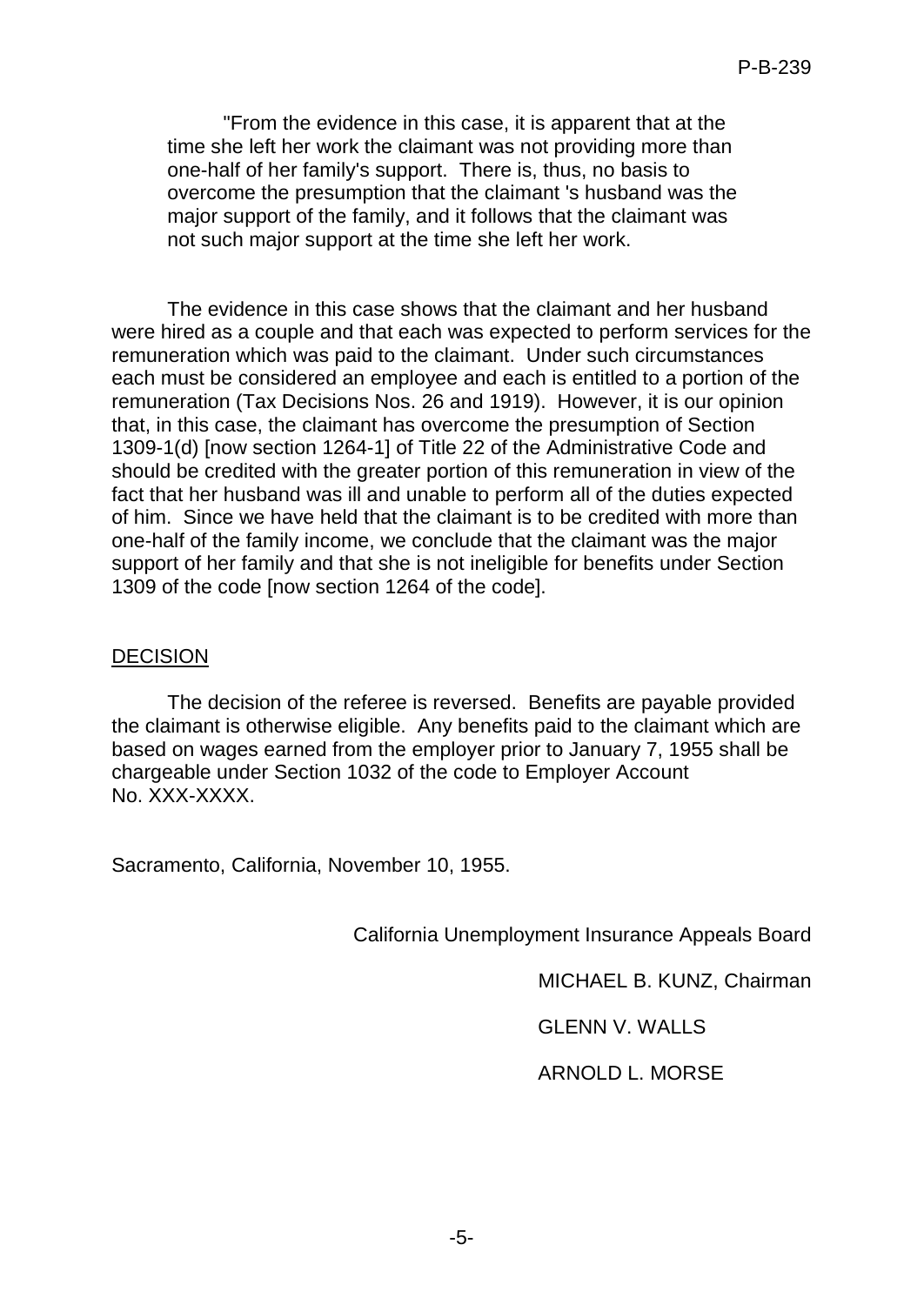"From the evidence in this case, it is apparent that at the time she left her work the claimant was not providing more than one-half of her family's support. There is, thus, no basis to overcome the presumption that the claimant 's husband was the major support of the family, and it follows that the claimant was not such major support at the time she left her work.

The evidence in this case shows that the claimant and her husband were hired as a couple and that each was expected to perform services for the remuneration which was paid to the claimant. Under such circumstances each must be considered an employee and each is entitled to a portion of the remuneration (Tax Decisions Nos. 26 and 1919). However, it is our opinion that, in this case, the claimant has overcome the presumption of Section 1309-1(d) [now section 1264-1] of Title 22 of the Administrative Code and should be credited with the greater portion of this remuneration in view of the fact that her husband was ill and unable to perform all of the duties expected of him. Since we have held that the claimant is to be credited with more than one-half of the family income, we conclude that the claimant was the major support of her family and that she is not ineligible for benefits under Section 1309 of the code [now section 1264 of the code].

## DECISION

The decision of the referee is reversed. Benefits are payable provided the claimant is otherwise eligible. Any benefits paid to the claimant which are based on wages earned from the employer prior to January 7, 1955 shall be chargeable under Section 1032 of the code to Employer Account No. XXX-XXXX.

Sacramento, California, November 10, 1955.

California Unemployment Insurance Appeals Board

MICHAEL B. KUNZ, Chairman

GLENN V. WALLS

ARNOLD L. MORSE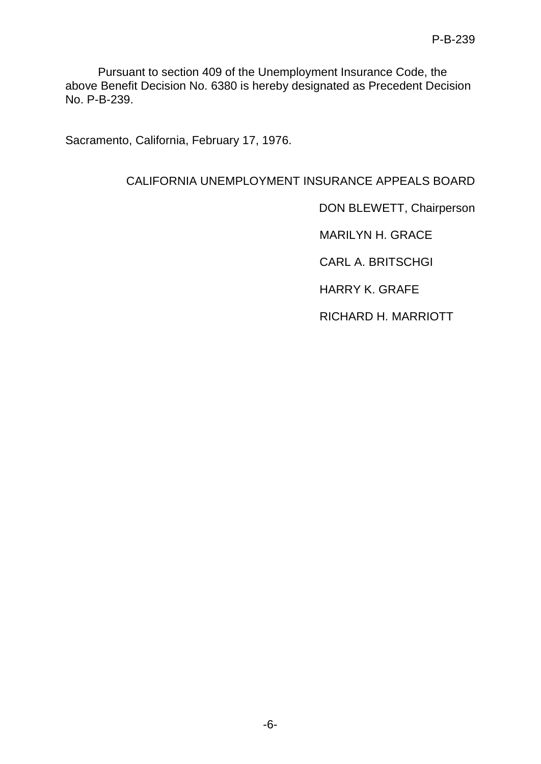Pursuant to section 409 of the Unemployment Insurance Code, the above Benefit Decision No. 6380 is hereby designated as Precedent Decision No. P-B-239.

Sacramento, California, February 17, 1976.

CALIFORNIA UNEMPLOYMENT INSURANCE APPEALS BOARD

DON BLEWETT, Chairperson

MARILYN H. GRACE

CARL A. BRITSCHGI

HARRY K. GRAFE

RICHARD H. MARRIOTT